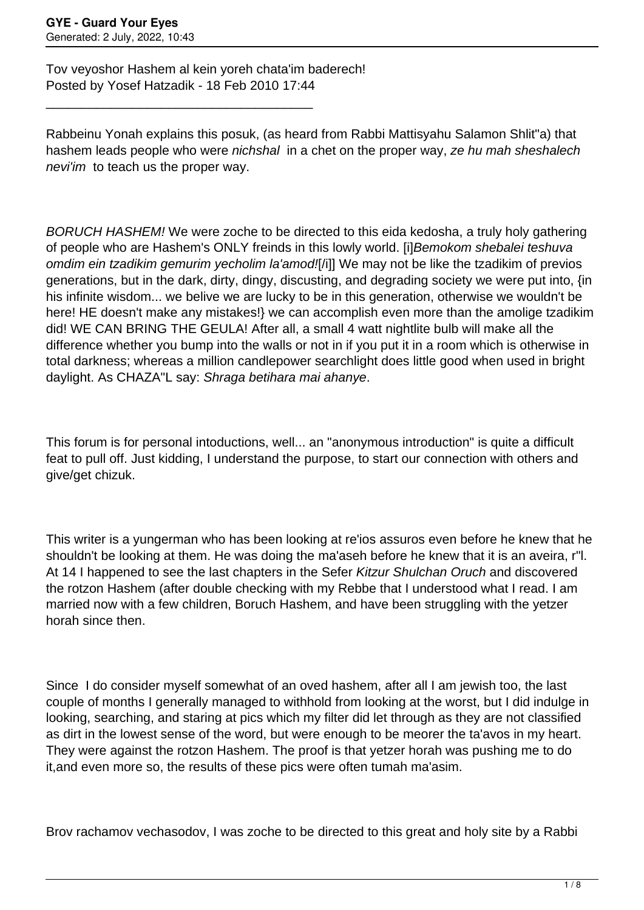Tov veyoshor Hashem al kein yoreh chata'im baderech!
Posted by Yosef Hatzadik - 18 Feb 2010 17:44

_____________________________________

Rabbeinu Yonah explains this posuk, (as heard from Rabbi Mattisyahu Salamon Shlit"a) that hashem leads people who were *nichshal* in a chet on the proper way, *ze hu mah sheshalech nevi'im* to teach us the proper way.

*BORUCH HASHEM!* We were zoche to be directed to this eida kedosha, a truly holy gathering of people who are Hashem's ONLY freinds in this lowly world. [i]*Bemokom shebalei teshuva omdim ein tzadikim gemurim yecholim la'amod!*[/i]] We may not be like the tzadikim of previos generations, but in the dark, dirty, dingy, discusting, and degrading society we were put into, {in his infinite wisdom... we belive we are lucky to be in this generation, otherwise we wouldn't be here! HE doesn't make any mistakes!} we can accomplish even more than the amolige tzadikim did! WE CAN BRING THE GEULA! After all, a small 4 watt nightlite bulb will make all the difference whether you bump into the walls or not in if you put it in a room which is otherwise in total darkness; whereas a million candlepower searchlight does little good when used in bright daylight. As CHAZA"L say: *Shraga betihara mai ahanye*.

This forum is for personal intoductions, well... an "anonymous introduction" is quite a difficult feat to pull off. Just kidding, I understand the purpose, to start our connection with others and give/get chizuk.

This writer is a yungerman who has been looking at re'ios assuros even before he knew that he shouldn't be looking at them. He was doing the ma'aseh before he knew that it is an aveira, r"l. At 14 I happened to see the last chapters in the Sefer *Kitzur Shulchan Oruch* and discovered the rotzon Hashem (after double checking with my Rebbe that I understood what I read. I am married now with a few children, Boruch Hashem, and have been struggling with the yetzer horah since then.

Since I do consider myself somewhat of an oved hashem, after all I am jewish too, the last couple of months I generally managed to withhold from looking at the worst, but I did indulge in looking, searching, and staring at pics which my filter did let through as they are not classified as dirt in the lowest sense of the word, but were enough to be meorer the ta'avos in my heart. They were against the rotzon Hashem. The proof is that yetzer horah was pushing me to do it,and even more so, the results of these pics were often tumah ma'asim.

Brov rachamov vechasodov, I was zoche to be directed to this great and holy site by a Rabbi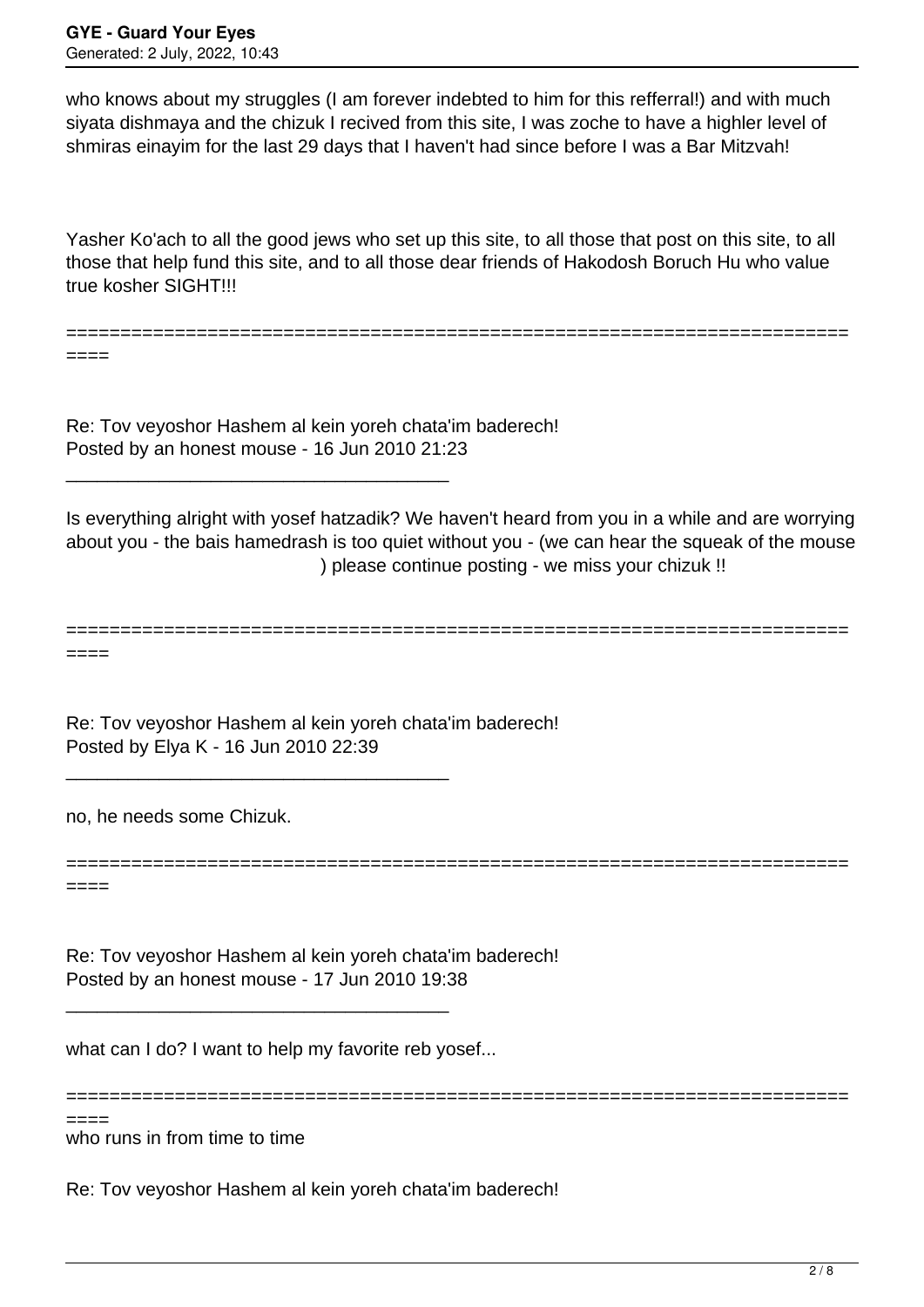who knows about my struggles (I am forever indebted to him for this refferral!) and with much siyata dishmaya and the chizuk I recived from this site, I was zoche to have a highler level of shmiras einayim for the last 29 days that I haven't had since before I was a Bar Mitzvah!

Yasher Ko'ach to all the good jews who set up this site, to all those that post on this site, to all those that help fund this site, and to all those dear friends of Hakodosh Boruch Hu who value true kosher SIGHT!!!

============================================================================

Re: Tov veyoshor Hashem al kein yoreh chata'im baderech!
Posted by an honest mouse - 16 Jun 2010 21:23

_____________________________________

Is everything alright with yosef hatzadik? We haven't heard from you in a while and are worrying about you - the bais hamedrash is too quiet without you - (we can hear the squeak of the mouse ) please continue posting - we miss your chizuk !!

============================================================================

Re: Tov veyoshor Hashem al kein yoreh chata'im baderech!
Posted by Elya K - 16 Jun 2010 22:39

_____________________________________

no, he needs some Chizuk.

============================================================================

Re: Tov veyoshor Hashem al kein yoreh chata'im baderech!
Posted by an honest mouse - 17 Jun 2010 19:38

_____________________________________

what can I do? I want to help my favorite reb yosef...

============================================================================

who runs in from time to time

Re: Tov veyoshor Hashem al kein yoreh chata'im baderech!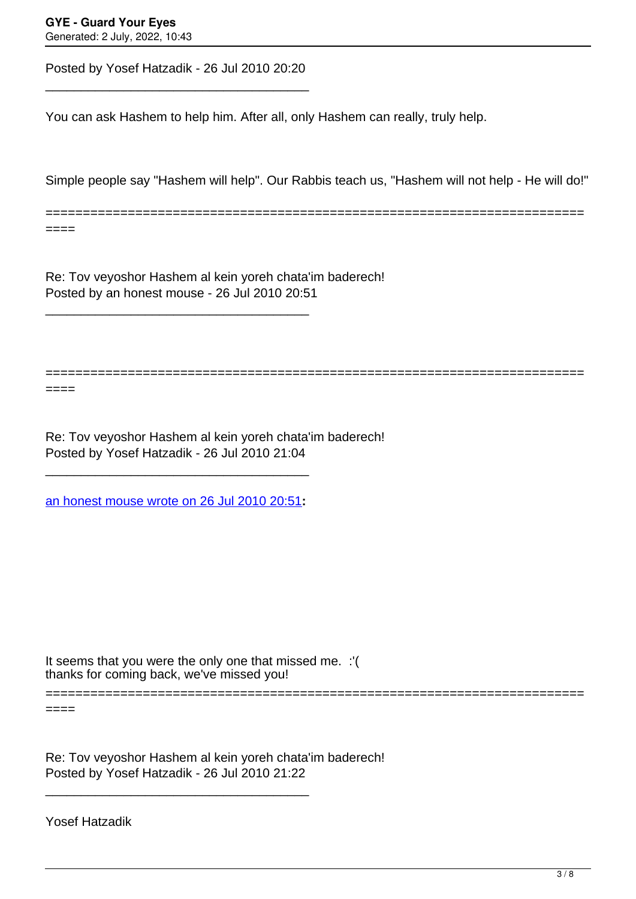Posted by Yosef Hatzadik - 26 Jul 2010 20:20

---

You can ask Hashem to help him. After all, only Hashem can really, truly help.

Simple people say "Hashem will help". Our Rabbis teach us, "Hashem will not help - He will do!"

============================================================================

Re: Tov veyoshor Hashem al kein yoreh chata'im baderech!
Posted by an honest mouse - 26 Jul 2010 20:51

---

============================================================================

Re: Tov veyoshor Hashem al kein yoreh chata'im baderech!
Posted by Yosef Hatzadik - 26 Jul 2010 21:04

---

an honest mouse wrote on 26 Jul 2010 20:51**:**

It seems that you were the only one that missed me. :'(
thanks for coming back, we've missed you!

============================================================================

Re: Tov veyoshor Hashem al kein yoreh chata'im baderech!
Posted by Yosef Hatzadik - 26 Jul 2010 21:22

---

Yosef Hatzadik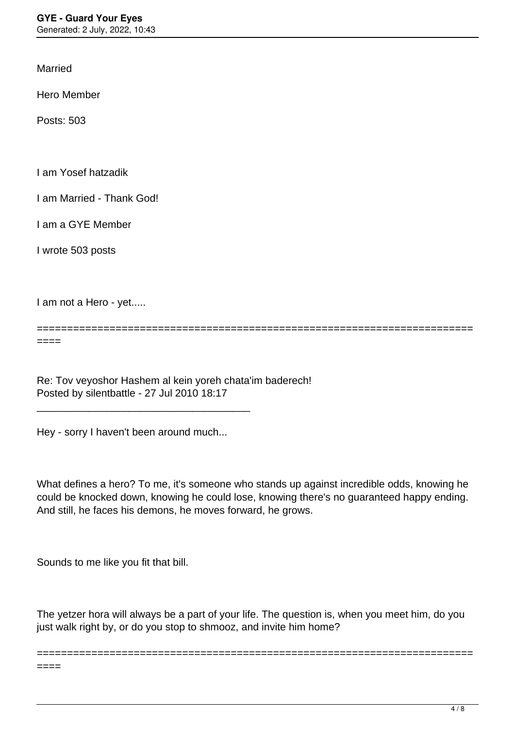Married

Hero Member

Posts: 503

I am Yosef hatzadik

I am Married - Thank God!

I am a GYE Member

I wrote 503 posts

I am not a Hero - yet.....

============================================================================

Re: Tov veyoshor Hashem al kein yoreh chata'im baderech!
Posted by silentbattle - 27 Jul 2010 18:17

---

Hey - sorry I haven't been around much...

What defines a hero? To me, it's someone who stands up against incredible odds, knowing he could be knocked down, knowing he could lose, knowing there's no guaranteed happy ending. And still, he faces his demons, he moves forward, he grows.

Sounds to me like you fit that bill.

The yetzer hora will always be a part of your life. The question is, when you meet him, do you just walk right by, or do you stop to shmooz, and invite him home?

============================================================================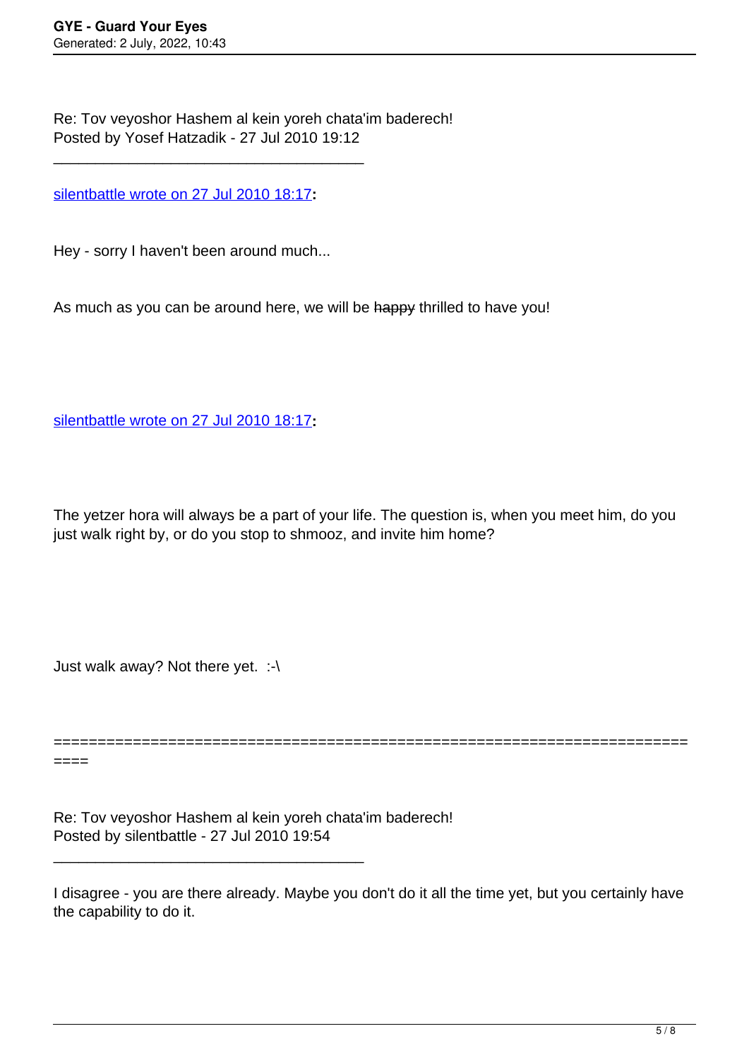Re: Tov veyoshor Hashem al kein yoreh chata'im baderech!
Posted by Yosef Hatzadik - 27 Jul 2010 19:12

---

silentbattle wrote on 27 Jul 2010 18:17**:**

Hey - sorry I haven't been around much...

As much as you can be around here, we will be ~~happy~~ thrilled to have you!

silentbattle wrote on 27 Jul 2010 18:17**:**

The yetzer hora will always be a part of your life. The question is, when you meet him, do you just walk right by, or do you stop to shmooz, and invite him home?

Just walk away? Not there yet.  :-\

============================================================================

Re: Tov veyoshor Hashem al kein yoreh chata'im baderech!
Posted by silentbattle - 27 Jul 2010 19:54

---

I disagree - you are there already. Maybe you don't do it all the time yet, but you certainly have the capability to do it.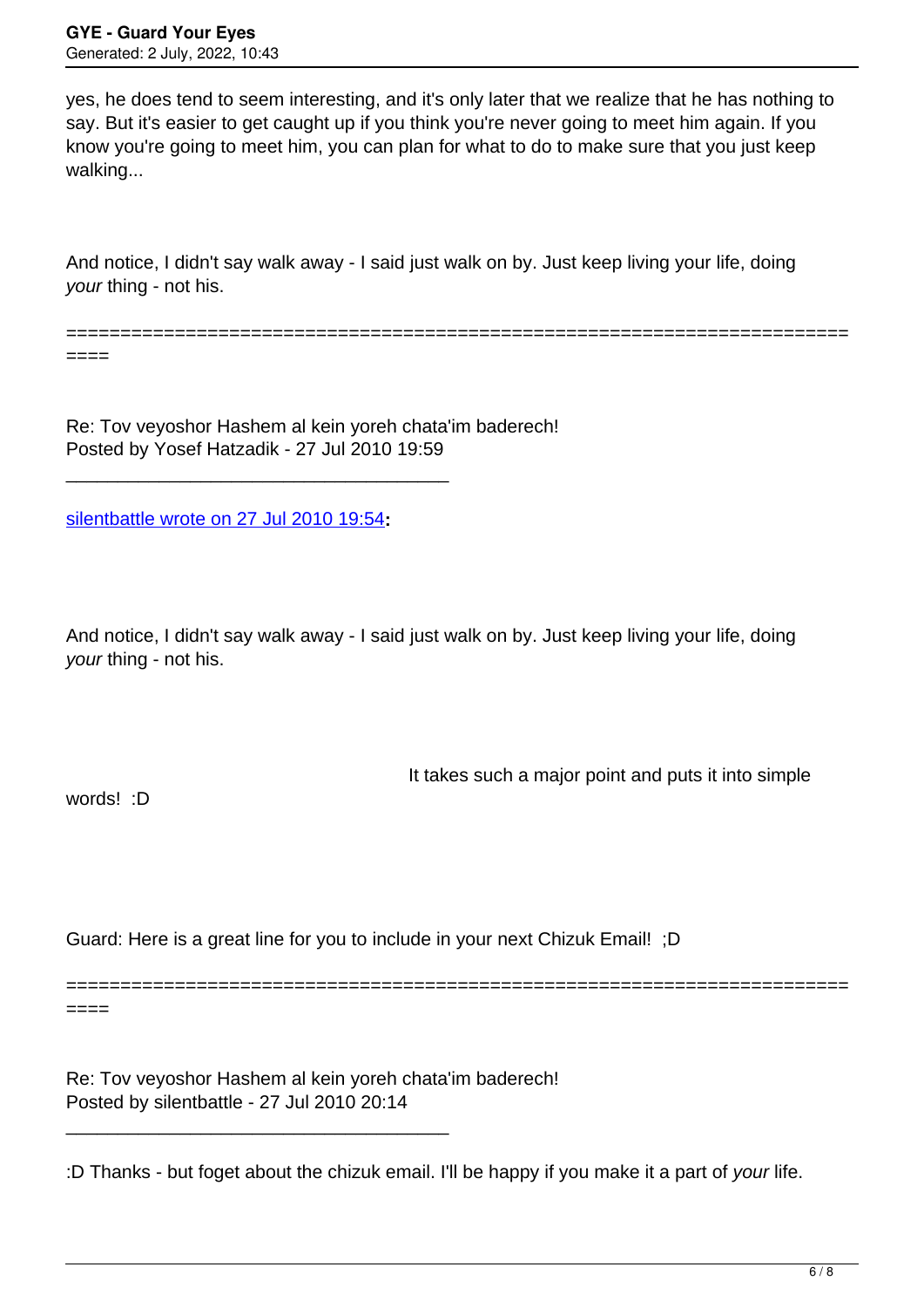yes, he does tend to seem interesting, and it's only later that we realize that he has nothing to say. But it's easier to get caught up if you think you're never going to meet him again. If you know you're going to meet him, you can plan for what to do to make sure that you just keep walking...

And notice, I didn't say walk away - I said just walk on by. Just keep living your life, doing *your* thing - not his.

============================================================================

Re: Tov veyoshor Hashem al kein yoreh chata'im baderech!
Posted by Yosef Hatzadik - 27 Jul 2010 19:59

---

silentbattle wrote on 27 Jul 2010 19:54**:**

And notice, I didn't say walk away - I said just walk on by. Just keep living your life, doing *your* thing - not his.

It takes such a major point and puts it into simple words! :D

Guard: Here is a great line for you to include in your next Chizuk Email! ;D

============================================================================

Re: Tov veyoshor Hashem al kein yoreh chata'im baderech!
Posted by silentbattle - 27 Jul 2010 20:14

---

:D Thanks - but foget about the chizuk email. I'll be happy if you make it a part of *your* life.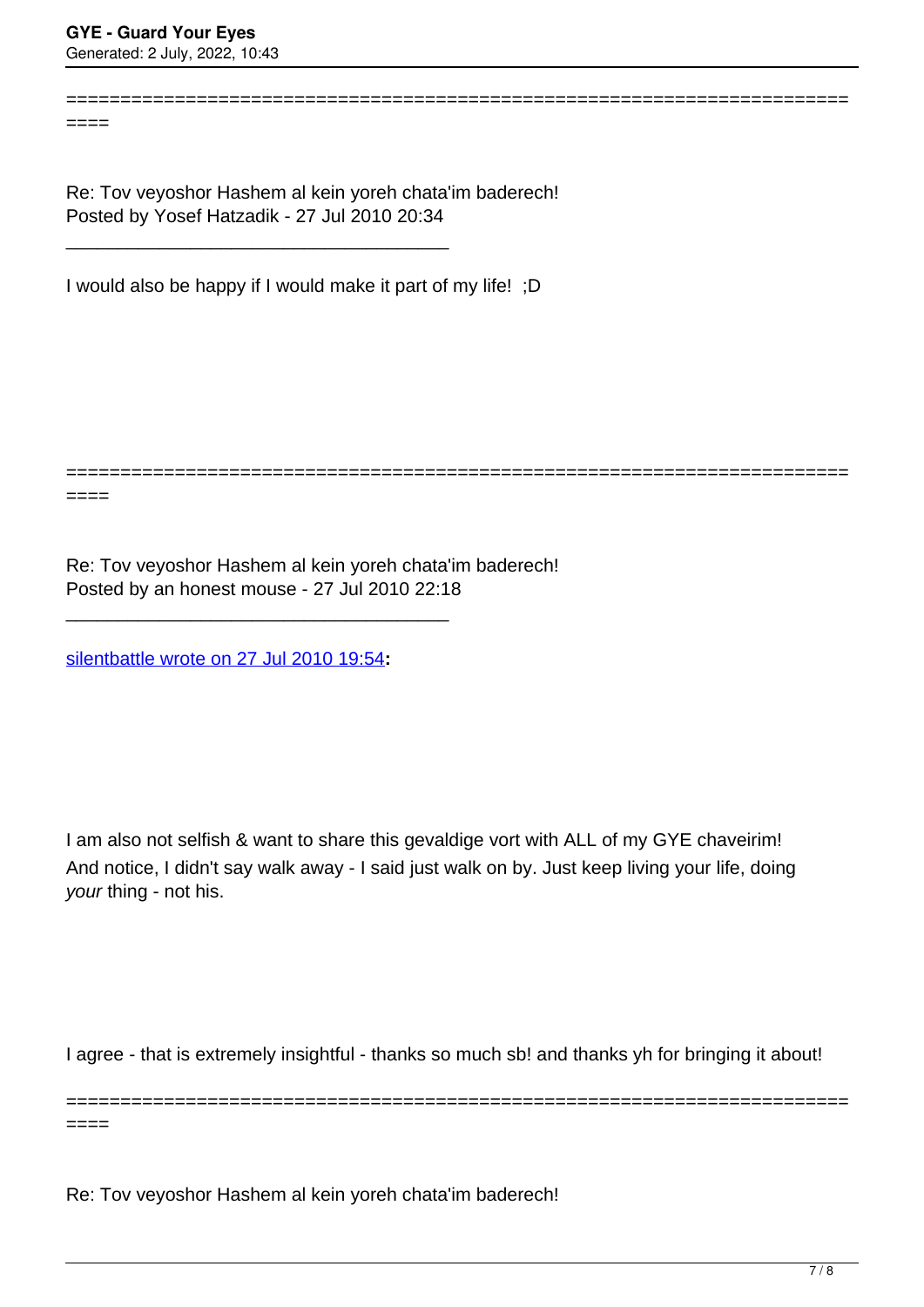---

Re: Tov veyoshor Hashem al kein yoreh chata'im baderech!
Posted by Yosef Hatzadik - 27 Jul 2010 20:34

---

I would also be happy if I would make it part of my life!  ;D

---

Re: Tov veyoshor Hashem al kein yoreh chata'im baderech!
Posted by an honest mouse - 27 Jul 2010 22:18

---

silentbattle wrote on 27 Jul 2010 19:54**:**

I am also not selfish & want to share this gevaldige vort with ALL of my GYE chaveirim!
And notice, I didn't say walk away - I said just walk on by. Just keep living your life, doing *your* thing - not his.

I agree - that is extremely insightful - thanks so much sb! and thanks yh for bringing it about!

---

Re: Tov veyoshor Hashem al kein yoreh chata'im baderech!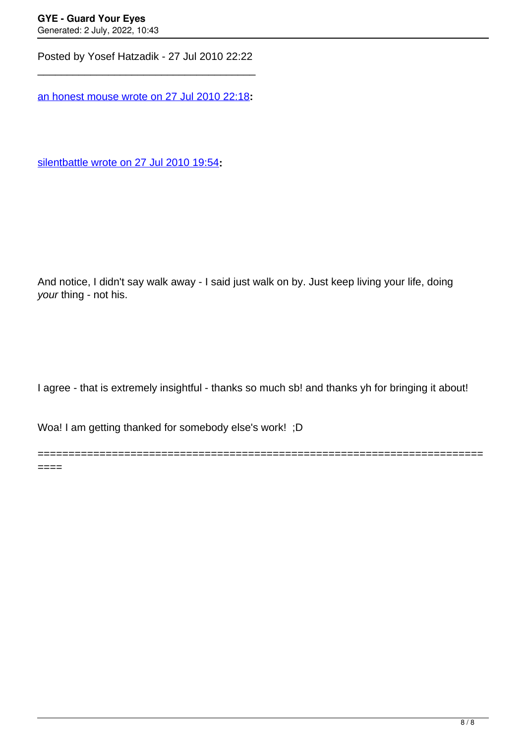Posted by Yosef Hatzadik - 27 Jul 2010 22:22

_____________________________________

an honest mouse wrote on 27 Jul 2010 22:18**:**

silentbattle wrote on 27 Jul 2010 19:54**:**

And notice, I didn't say walk away - I said just walk on by. Just keep living your life, doing *your* thing - not his.

I agree - that is extremely insightful - thanks so much sb! and thanks yh for bringing it about!

Woa! I am getting thanked for somebody else's work! ;D

========================================================================